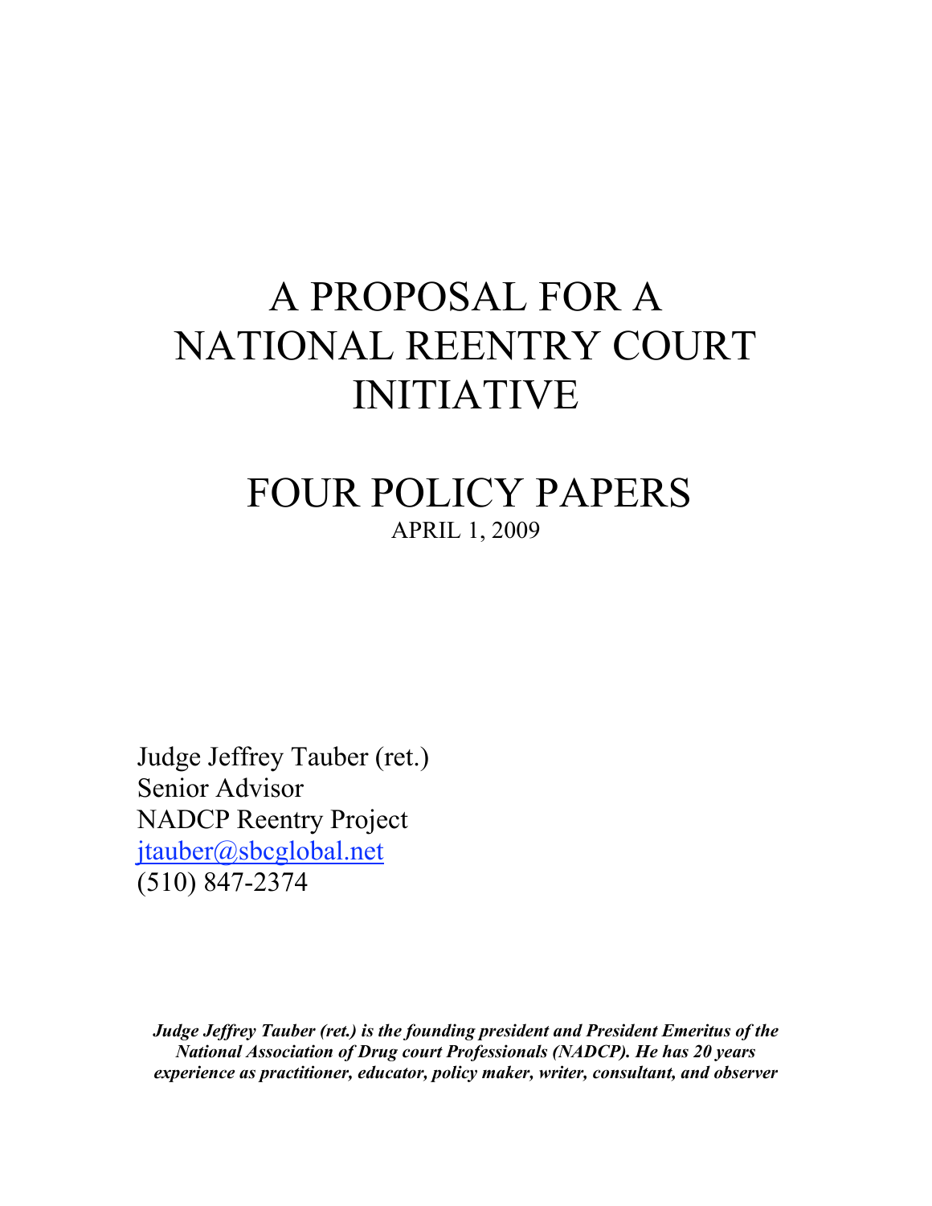# A PROPOSAL FOR A NATIONAL REENTRY COURT INITIATIVE

# FOUR POLICY PAPERS

APRIL 1, 2009

Judge Jeffrey Tauber (ret.)
Senior Advisor
NADCP Reentry Project
jtauber@sbcglobal.net
(510) 847-2374

***Judge Jeffrey Tauber (ret.) is the founding president and President Emeritus of the National Association of Drug court Professionals (NADCP). He has 20 years experience as practitioner, educator, policy maker, writer, consultant, and observer***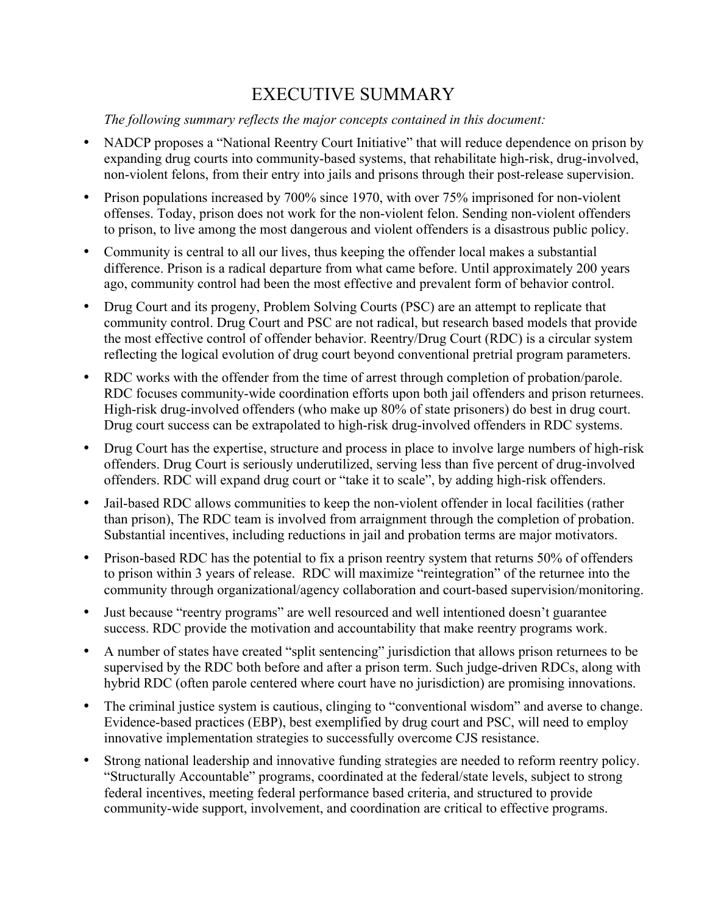# EXECUTIVE SUMMARY

*The following summary reflects the major concepts contained in this document:*

- NADCP proposes a "National Reentry Court Initiative" that will reduce dependence on prison by expanding drug courts into community-based systems, that rehabilitate high-risk, drug-involved, non-violent felons, from their entry into jails and prisons through their post-release supervision.
- Prison populations increased by 700% since 1970, with over 75% imprisoned for non-violent offenses. Today, prison does not work for the non-violent felon. Sending non-violent offenders to prison, to live among the most dangerous and violent offenders is a disastrous public policy.
- Community is central to all our lives, thus keeping the offender local makes a substantial difference. Prison is a radical departure from what came before. Until approximately 200 years ago, community control had been the most effective and prevalent form of behavior control.
- Drug Court and its progeny, Problem Solving Courts (PSC) are an attempt to replicate that community control. Drug Court and PSC are not radical, but research based models that provide the most effective control of offender behavior. Reentry/Drug Court (RDC) is a circular system reflecting the logical evolution of drug court beyond conventional pretrial program parameters.
- RDC works with the offender from the time of arrest through completion of probation/parole. RDC focuses community-wide coordination efforts upon both jail offenders and prison returnees. High-risk drug-involved offenders (who make up 80% of state prisoners) do best in drug court. Drug court success can be extrapolated to high-risk drug-involved offenders in RDC systems.
- Drug Court has the expertise, structure and process in place to involve large numbers of high-risk offenders. Drug Court is seriously underutilized, serving less than five percent of drug-involved offenders. RDC will expand drug court or "take it to scale", by adding high-risk offenders.
- Jail-based RDC allows communities to keep the non-violent offender in local facilities (rather than prison), The RDC team is involved from arraignment through the completion of probation. Substantial incentives, including reductions in jail and probation terms are major motivators.
- Prison-based RDC has the potential to fix a prison reentry system that returns 50% of offenders to prison within 3 years of release. RDC will maximize "reintegration" of the returnee into the community through organizational/agency collaboration and court-based supervision/monitoring.
- Just because "reentry programs" are well resourced and well intentioned doesn't guarantee success. RDC provide the motivation and accountability that make reentry programs work.
- A number of states have created "split sentencing" jurisdiction that allows prison returnees to be supervised by the RDC both before and after a prison term. Such judge-driven RDCs, along with hybrid RDC (often parole centered where court have no jurisdiction) are promising innovations.
- The criminal justice system is cautious, clinging to "conventional wisdom" and averse to change. Evidence-based practices (EBP), best exemplified by drug court and PSC, will need to employ innovative implementation strategies to successfully overcome CJS resistance.
- Strong national leadership and innovative funding strategies are needed to reform reentry policy. "Structurally Accountable" programs, coordinated at the federal/state levels, subject to strong federal incentives, meeting federal performance based criteria, and structured to provide community-wide support, involvement, and coordination are critical to effective programs.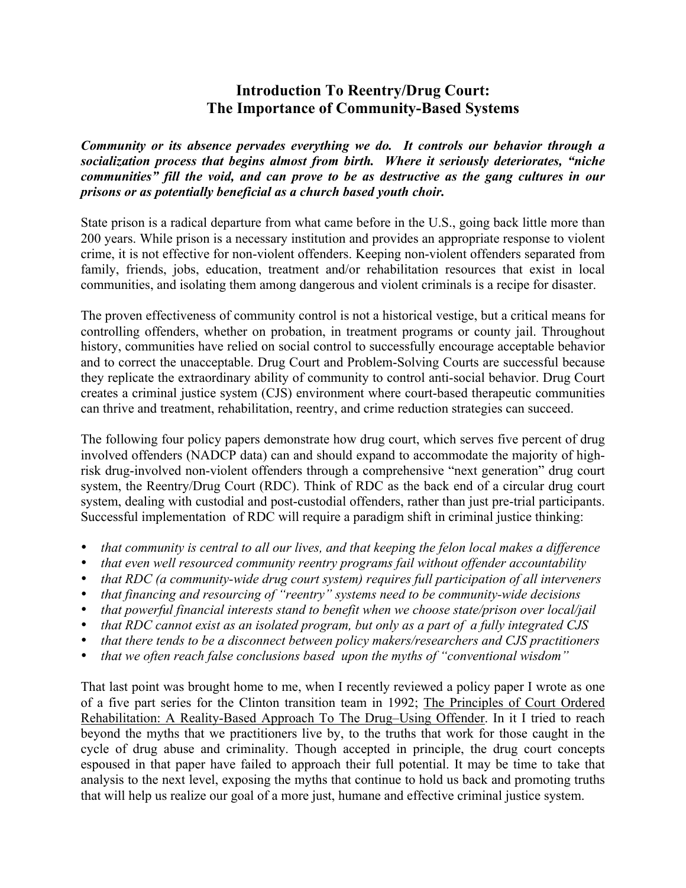# Introduction To Reentry/Drug Court: The Importance of Community-Based Systems

***Community or its absence pervades everything we do. It controls our behavior through a socialization process that begins almost from birth. Where it seriously deteriorates, "niche communities" fill the void, and can prove to be as destructive as the gang cultures in our prisons or as potentially beneficial as a church based youth choir.***

State prison is a radical departure from what came before in the U.S., going back little more than 200 years. While prison is a necessary institution and provides an appropriate response to violent crime, it is not effective for non-violent offenders. Keeping non-violent offenders separated from family, friends, jobs, education, treatment and/or rehabilitation resources that exist in local communities, and isolating them among dangerous and violent criminals is a recipe for disaster.

The proven effectiveness of community control is not a historical vestige, but a critical means for controlling offenders, whether on probation, in treatment programs or county jail. Throughout history, communities have relied on social control to successfully encourage acceptable behavior and to correct the unacceptable. Drug Court and Problem-Solving Courts are successful because they replicate the extraordinary ability of community to control anti-social behavior. Drug Court creates a criminal justice system (CJS) environment where court-based therapeutic communities can thrive and treatment, rehabilitation, reentry, and crime reduction strategies can succeed.

The following four policy papers demonstrate how drug court, which serves five percent of drug involved offenders (NADCP data) can and should expand to accommodate the majority of high-risk drug-involved non-violent offenders through a comprehensive "next generation" drug court system, the Reentry/Drug Court (RDC). Think of RDC as the back end of a circular drug court system, dealing with custodial and post-custodial offenders, rather than just pre-trial participants. Successful implementation of RDC will require a paradigm shift in criminal justice thinking:

- *that community is central to all our lives, and that keeping the felon local makes a difference*
- *that even well resourced community reentry programs fail without offender accountability*
- *that RDC (a community-wide drug court system) requires full participation of all interveners*
- *that financing and resourcing of "reentry" systems need to be community-wide decisions*
- *that powerful financial interests stand to benefit when we choose state/prison over local/jail*
- *that RDC cannot exist as an isolated program, but only as a part of a fully integrated CJS*
- *that there tends to be a disconnect between policy makers/researchers and CJS practitioners*
- *that we often reach false conclusions based upon the myths of "conventional wisdom"*

That last point was brought home to me, when I recently reviewed a policy paper I wrote as one of a five part series for the Clinton transition team in 1992; <u>The Principles of Court Ordered Rehabilitation: A Reality-Based Approach To The Drug–Using Offender</u>. In it I tried to reach beyond the myths that we practitioners live by, to the truths that work for those caught in the cycle of drug abuse and criminality. Though accepted in principle, the drug court concepts espoused in that paper have failed to approach their full potential. It may be time to take that analysis to the next level, exposing the myths that continue to hold us back and promoting truths that will help us realize our goal of a more just, humane and effective criminal justice system.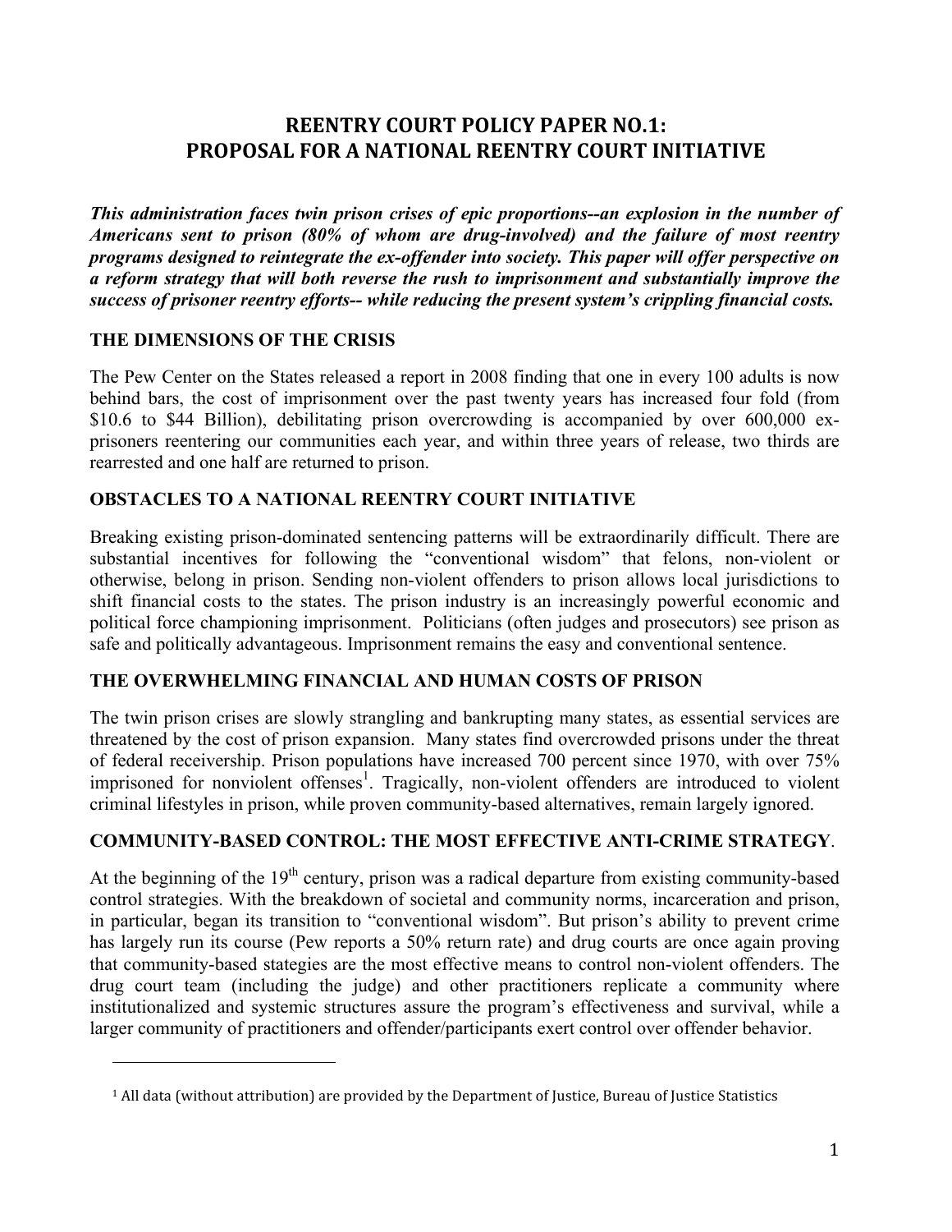# REENTRY COURT POLICY PAPER NO.1: PROPOSAL FOR A NATIONAL REENTRY COURT INITIATIVE

***This administration faces twin prison crises of epic proportions--an explosion in the number of Americans sent to prison (80% of whom are drug-involved) and the failure of most reentry programs designed to reintegrate the ex-offender into society. This paper will offer perspective on a reform strategy that will both reverse the rush to imprisonment and substantially improve the success of prisoner reentry efforts-- while reducing the present system's crippling financial costs.***

## THE DIMENSIONS OF THE CRISIS

The Pew Center on the States released a report in 2008 finding that one in every 100 adults is now behind bars, the cost of imprisonment over the past twenty years has increased four fold (from \$10.6 to \$44 Billion), debilitating prison overcrowding is accompanied by over 600,000 ex-prisoners reentering our communities each year, and within three years of release, two thirds are rearrested and one half are returned to prison.

## OBSTACLES TO A NATIONAL REENTRY COURT INITIATIVE

Breaking existing prison-dominated sentencing patterns will be extraordinarily difficult. There are substantial incentives for following the "conventional wisdom" that felons, non-violent or otherwise, belong in prison. Sending non-violent offenders to prison allows local jurisdictions to shift financial costs to the states. The prison industry is an increasingly powerful economic and political force championing imprisonment. Politicians (often judges and prosecutors) see prison as safe and politically advantageous. Imprisonment remains the easy and conventional sentence.

## THE OVERWHELMING FINANCIAL AND HUMAN COSTS OF PRISON

The twin prison crises are slowly strangling and bankrupting many states, as essential services are threatened by the cost of prison expansion. Many states find overcrowded prisons under the threat of federal receivership. Prison populations have increased 700 percent since 1970, with over 75% imprisoned for nonviolent offenses[1]. Tragically, non-violent offenders are introduced to violent criminal lifestyles in prison, while proven community-based alternatives, remain largely ignored.

## COMMUNITY-BASED CONTROL: THE MOST EFFECTIVE ANTI-CRIME STRATEGY.

At the beginning of the 19th century, prison was a radical departure from existing community-based control strategies. With the breakdown of societal and community norms, incarceration and prison, in particular, began its transition to "conventional wisdom". But prison's ability to prevent crime has largely run its course (Pew reports a 50% return rate) and drug courts are once again proving that community-based stategies are the most effective means to control non-violent offenders. The drug court team (including the judge) and other practitioners replicate a community where institutionalized and systemic structures assure the program's effectiveness and survival, while a larger community of practitioners and offender/participants exert control over offender behavior.

---

[1] All data (without attribution) are provided by the Department of Justice, Bureau of Justice Statistics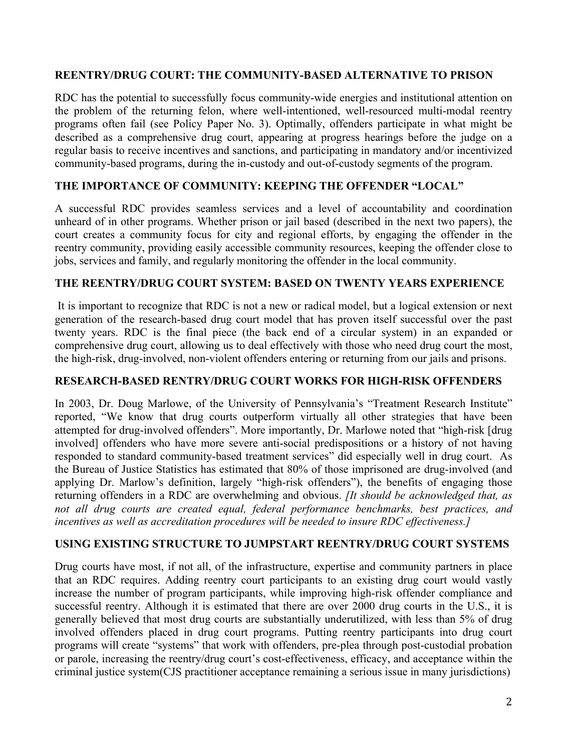## REENTRY/DRUG COURT: THE COMMUNITY-BASED ALTERNATIVE TO PRISON

RDC has the potential to successfully focus community-wide energies and institutional attention on the problem of the returning felon, where well-intentioned, well-resourced multi-modal reentry programs often fail (see Policy Paper No. 3). Optimally, offenders participate in what might be described as a comprehensive drug court, appearing at progress hearings before the judge on a regular basis to receive incentives and sanctions, and participating in mandatory and/or incentivized community-based programs, during the in-custody and out-of-custody segments of the program.

## THE IMPORTANCE OF COMMUNITY: KEEPING THE OFFENDER "LOCAL"

A successful RDC provides seamless services and a level of accountability and coordination unheard of in other programs. Whether prison or jail based (described in the next two papers), the court creates a community focus for city and regional efforts, by engaging the offender in the reentry community, providing easily accessible community resources, keeping the offender close to jobs, services and family, and regularly monitoring the offender in the local community.

## THE REENTRY/DRUG COURT SYSTEM: BASED ON TWENTY YEARS EXPERIENCE

It is important to recognize that RDC is not a new or radical model, but a logical extension or next generation of the research-based drug court model that has proven itself successful over the past twenty years. RDC is the final piece (the back end of a circular system) in an expanded or comprehensive drug court, allowing us to deal effectively with those who need drug court the most, the high-risk, drug-involved, non-violent offenders entering or returning from our jails and prisons.

## RESEARCH-BASED RENTRY/DRUG COURT WORKS FOR HIGH-RISK OFFENDERS

In 2003, Dr. Doug Marlowe, of the University of Pennsylvania's "Treatment Research Institute" reported, "We know that drug courts outperform virtually all other strategies that have been attempted for drug-involved offenders". More importantly, Dr. Marlowe noted that "high-risk [drug involved] offenders who have more severe anti-social predispositions or a history of not having responded to standard community-based treatment services" did especially well in drug court. As the Bureau of Justice Statistics has estimated that 80% of those imprisoned are drug-involved (and applying Dr. Marlow's definition, largely "high-risk offenders"), the benefits of engaging those returning offenders in a RDC are overwhelming and obvious. *[It should be acknowledged that, as not all drug courts are created equal, federal performance benchmarks, best practices, and incentives as well as accreditation procedures will be needed to insure RDC effectiveness.]*

## USING EXISTING STRUCTURE TO JUMPSTART REENTRY/DRUG COURT SYSTEMS

Drug courts have most, if not all, of the infrastructure, expertise and community partners in place that an RDC requires. Adding reentry court participants to an existing drug court would vastly increase the number of program participants, while improving high-risk offender compliance and successful reentry. Although it is estimated that there are over 2000 drug courts in the U.S., it is generally believed that most drug courts are substantially underutilized, with less than 5% of drug involved offenders placed in drug court programs. Putting reentry participants into drug court programs will create "systems" that work with offenders, pre-plea through post-custodial probation or parole, increasing the reentry/drug court's cost-effectiveness, efficacy, and acceptance within the criminal justice system(CJS practitioner acceptance remaining a serious issue in many jurisdictions)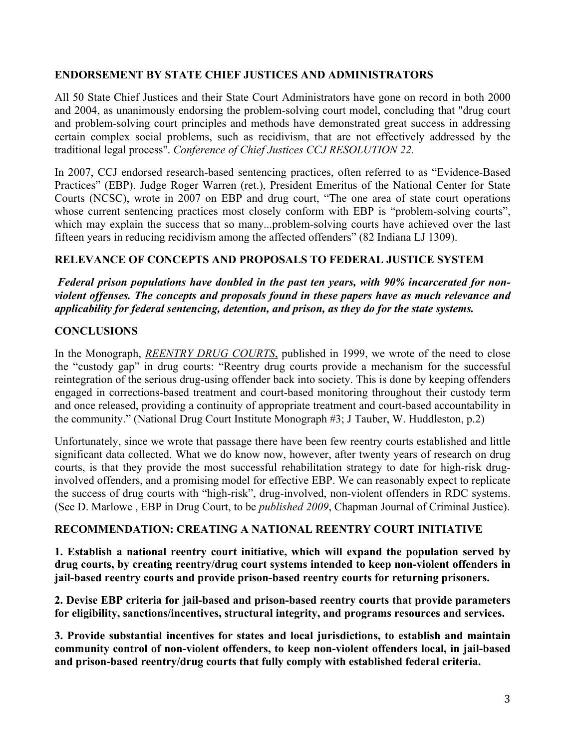## ENDORSEMENT BY STATE CHIEF JUSTICES AND ADMINISTRATORS

All 50 State Chief Justices and their State Court Administrators have gone on record in both 2000 and 2004, as unanimously endorsing the problem-solving court model, concluding that "drug court and problem-solving court principles and methods have demonstrated great success in addressing certain complex social problems, such as recidivism, that are not effectively addressed by the traditional legal process". *Conference of Chief Justices CCJ RESOLUTION 22.*

In 2007, CCJ endorsed research-based sentencing practices, often referred to as "Evidence-Based Practices" (EBP). Judge Roger Warren (ret.), President Emeritus of the National Center for State Courts (NCSC), wrote in 2007 on EBP and drug court, "The one area of state court operations whose current sentencing practices most closely conform with EBP is "problem-solving courts", which may explain the success that so many...problem-solving courts have achieved over the last fifteen years in reducing recidivism among the affected offenders" (82 Indiana LJ 1309).

## RELEVANCE OF CONCEPTS AND PROPOSALS TO FEDERAL JUSTICE SYSTEM

***Federal prison populations have doubled in the past ten years, with 90% incarcerated for non-violent offenses. The concepts and proposals found in these papers have as much relevance and applicability for federal sentencing, detention, and prison, as they do for the state systems.***

## CONCLUSIONS

In the Monograph, *REENTRY DRUG COURTS*, published in 1999, we wrote of the need to close the "custody gap" in drug courts: "Reentry drug courts provide a mechanism for the successful reintegration of the serious drug-using offender back into society. This is done by keeping offenders engaged in corrections-based treatment and court-based monitoring throughout their custody term and once released, providing a continuity of appropriate treatment and court-based accountability in the community." (National Drug Court Institute Monograph #3; J Tauber, W. Huddleston, p.2)

Unfortunately, since we wrote that passage there have been few reentry courts established and little significant data collected. What we do know now, however, after twenty years of research on drug courts, is that they provide the most successful rehabilitation strategy to date for high-risk drug-involved offenders, and a promising model for effective EBP. We can reasonably expect to replicate the success of drug courts with "high-risk", drug-involved, non-violent offenders in RDC systems. (See D. Marlowe , EBP in Drug Court, to be *published 2009*, Chapman Journal of Criminal Justice).

## RECOMMENDATION: CREATING A NATIONAL REENTRY COURT INITIATIVE

**1. Establish a national reentry court initiative, which will expand the population served by drug courts, by creating reentry/drug court systems intended to keep non-violent offenders in jail-based reentry courts and provide prison-based reentry courts for returning prisoners.**

**2. Devise EBP criteria for jail-based and prison-based reentry courts that provide parameters for eligibility, sanctions/incentives, structural integrity, and programs resources and services.**

**3. Provide substantial incentives for states and local jurisdictions, to establish and maintain community control of non-violent offenders, to keep non-violent offenders local, in jail-based and prison-based reentry/drug courts that fully comply with established federal criteria.**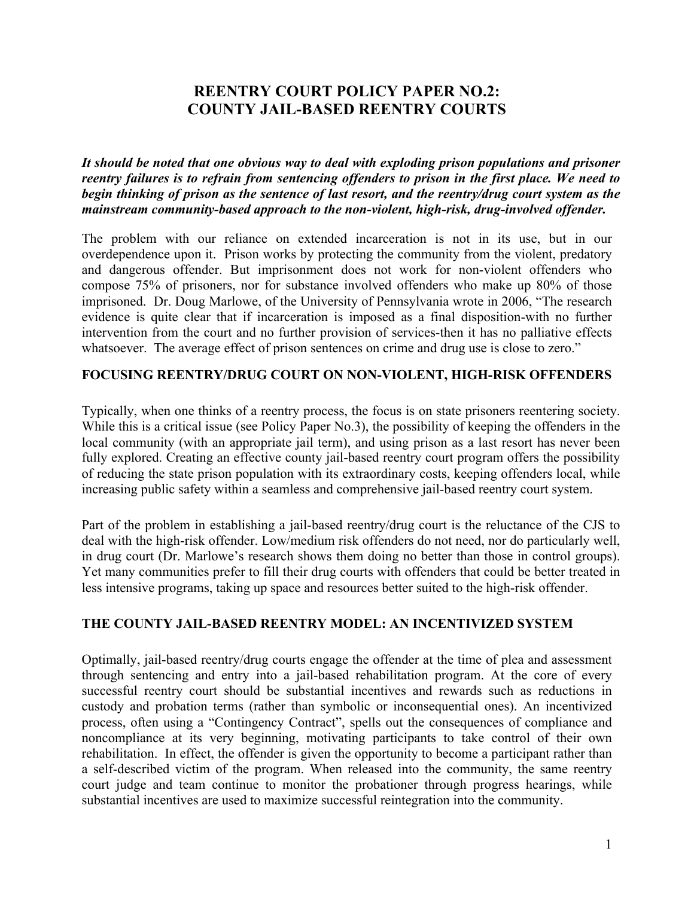# REENTRY COURT POLICY PAPER NO.2: COUNTY JAIL-BASED REENTRY COURTS

***It should be noted that one obvious way to deal with exploding prison populations and prisoner reentry failures is to refrain from sentencing offenders to prison in the first place. We need to begin thinking of prison as the sentence of last resort, and the reentry/drug court system as the mainstream community-based approach to the non-violent, high-risk, drug-involved offender.***

The problem with our reliance on extended incarceration is not in its use, but in our overdependence upon it. Prison works by protecting the community from the violent, predatory and dangerous offender. But imprisonment does not work for non-violent offenders who compose 75% of prisoners, nor for substance involved offenders who make up 80% of those imprisoned. Dr. Doug Marlowe, of the University of Pennsylvania wrote in 2006, "The research evidence is quite clear that if incarceration is imposed as a final disposition-with no further intervention from the court and no further provision of services-then it has no palliative effects whatsoever. The average effect of prison sentences on crime and drug use is close to zero."

## FOCUSING REENTRY/DRUG COURT ON NON-VIOLENT, HIGH-RISK OFFENDERS

Typically, when one thinks of a reentry process, the focus is on state prisoners reentering society. While this is a critical issue (see Policy Paper No.3), the possibility of keeping the offenders in the local community (with an appropriate jail term), and using prison as a last resort has never been fully explored. Creating an effective county jail-based reentry court program offers the possibility of reducing the state prison population with its extraordinary costs, keeping offenders local, while increasing public safety within a seamless and comprehensive jail-based reentry court system.

Part of the problem in establishing a jail-based reentry/drug court is the reluctance of the CJS to deal with the high-risk offender. Low/medium risk offenders do not need, nor do particularly well, in drug court (Dr. Marlowe's research shows them doing no better than those in control groups). Yet many communities prefer to fill their drug courts with offenders that could be better treated in less intensive programs, taking up space and resources better suited to the high-risk offender.

## THE COUNTY JAIL-BASED REENTRY MODEL: AN INCENTIVIZED SYSTEM

Optimally, jail-based reentry/drug courts engage the offender at the time of plea and assessment through sentencing and entry into a jail-based rehabilitation program. At the core of every successful reentry court should be substantial incentives and rewards such as reductions in custody and probation terms (rather than symbolic or inconsequential ones). An incentivized process, often using a "Contingency Contract", spells out the consequences of compliance and noncompliance at its very beginning, motivating participants to take control of their own rehabilitation. In effect, the offender is given the opportunity to become a participant rather than a self-described victim of the program. When released into the community, the same reentry court judge and team continue to monitor the probationer through progress hearings, while substantial incentives are used to maximize successful reintegration into the community.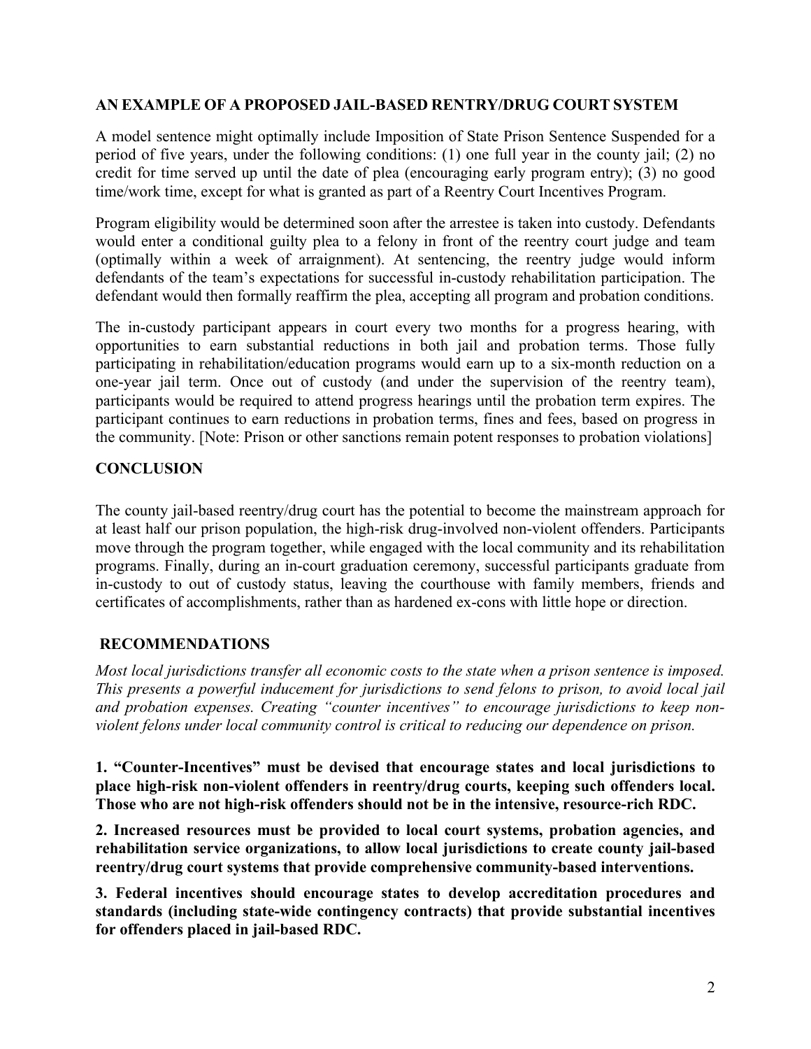## AN EXAMPLE OF A PROPOSED JAIL-BASED RENTRY/DRUG COURT SYSTEM

A model sentence might optimally include Imposition of State Prison Sentence Suspended for a period of five years, under the following conditions: (1) one full year in the county jail; (2) no credit for time served up until the date of plea (encouraging early program entry); (3) no good time/work time, except for what is granted as part of a Reentry Court Incentives Program.

Program eligibility would be determined soon after the arrestee is taken into custody. Defendants would enter a conditional guilty plea to a felony in front of the reentry court judge and team (optimally within a week of arraignment). At sentencing, the reentry judge would inform defendants of the team's expectations for successful in-custody rehabilitation participation. The defendant would then formally reaffirm the plea, accepting all program and probation conditions.

The in-custody participant appears in court every two months for a progress hearing, with opportunities to earn substantial reductions in both jail and probation terms. Those fully participating in rehabilitation/education programs would earn up to a six-month reduction on a one-year jail term. Once out of custody (and under the supervision of the reentry team), participants would be required to attend progress hearings until the probation term expires. The participant continues to earn reductions in probation terms, fines and fees, based on progress in the community. [Note: Prison or other sanctions remain potent responses to probation violations]

## CONCLUSION

The county jail-based reentry/drug court has the potential to become the mainstream approach for at least half our prison population, the high-risk drug-involved non-violent offenders. Participants move through the program together, while engaged with the local community and its rehabilitation programs. Finally, during an in-court graduation ceremony, successful participants graduate from in-custody to out of custody status, leaving the courthouse with family members, friends and certificates of accomplishments, rather than as hardened ex-cons with little hope or direction.

## RECOMMENDATIONS

*Most local jurisdictions transfer all economic costs to the state when a prison sentence is imposed. This presents a powerful inducement for jurisdictions to send felons to prison, to avoid local jail and probation expenses. Creating "counter incentives" to encourage jurisdictions to keep non-violent felons under local community control is critical to reducing our dependence on prison.*

**1. "Counter-Incentives" must be devised that encourage states and local jurisdictions to place high-risk non-violent offenders in reentry/drug courts, keeping such offenders local. Those who are not high-risk offenders should not be in the intensive, resource-rich RDC.**

**2. Increased resources must be provided to local court systems, probation agencies, and rehabilitation service organizations, to allow local jurisdictions to create county jail-based reentry/drug court systems that provide comprehensive community-based interventions.**

**3. Federal incentives should encourage states to develop accreditation procedures and standards (including state-wide contingency contracts) that provide substantial incentives for offenders placed in jail-based RDC.**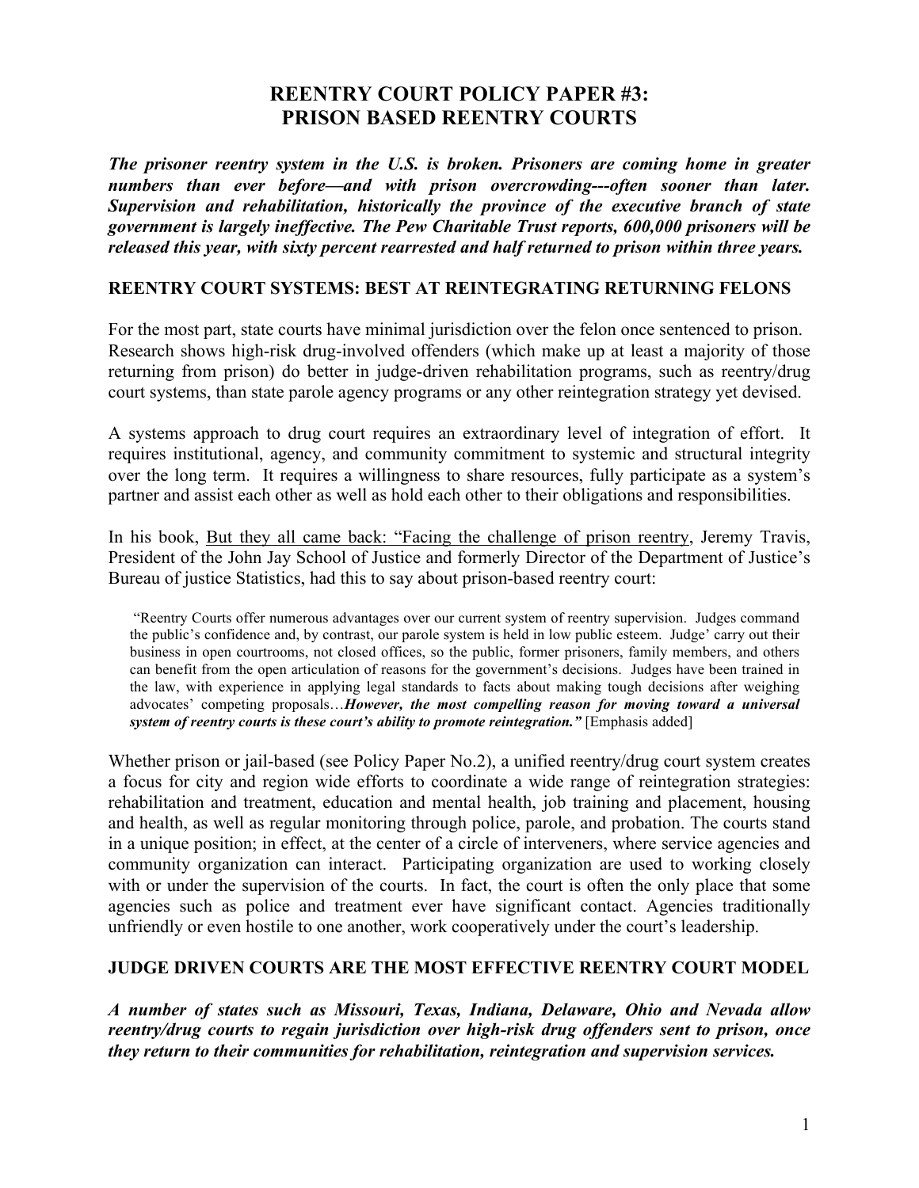# REENTRY COURT POLICY PAPER #3: PRISON BASED REENTRY COURTS

***The prisoner reentry system in the U.S. is broken. Prisoners are coming home in greater numbers than ever before—and with prison overcrowding---often sooner than later. Supervision and rehabilitation, historically the province of the executive branch of state government is largely ineffective. The Pew Charitable Trust reports, 600,000 prisoners will be released this year, with sixty percent rearrested and half returned to prison within three years.***

## REENTRY COURT SYSTEMS: BEST AT REINTEGRATING RETURNING FELONS

For the most part, state courts have minimal jurisdiction over the felon once sentenced to prison. Research shows high-risk drug-involved offenders (which make up at least a majority of those returning from prison) do better in judge-driven rehabilitation programs, such as reentry/drug court systems, than state parole agency programs or any other reintegration strategy yet devised.

A systems approach to drug court requires an extraordinary level of integration of effort. It requires institutional, agency, and community commitment to systemic and structural integrity over the long term. It requires a willingness to share resources, fully participate as a system's partner and assist each other as well as hold each other to their obligations and responsibilities.

In his book, <u>But they all came back: "Facing the challenge of prison reentry</u>, Jeremy Travis, President of the John Jay School of Justice and formerly Director of the Department of Justice's Bureau of justice Statistics, had this to say about prison-based reentry court:

> "Reentry Courts offer numerous advantages over our current system of reentry supervision. Judges command the public's confidence and, by contrast, our parole system is held in low public esteem. Judge' carry out their business in open courtrooms, not closed offices, so the public, former prisoners, family members, and others can benefit from the open articulation of reasons for the government's decisions. Judges have been trained in the law, with experience in applying legal standards to facts about making tough decisions after weighing advocates' competing proposals…***However, the most compelling reason for moving toward a universal system of reentry courts is these court's ability to promote reintegration."*** [Emphasis added]

Whether prison or jail-based (see Policy Paper No.2), a unified reentry/drug court system creates a focus for city and region wide efforts to coordinate a wide range of reintegration strategies: rehabilitation and treatment, education and mental health, job training and placement, housing and health, as well as regular monitoring through police, parole, and probation. The courts stand in a unique position; in effect, at the center of a circle of interveners, where service agencies and community organization can interact. Participating organization are used to working closely with or under the supervision of the courts. In fact, the court is often the only place that some agencies such as police and treatment ever have significant contact. Agencies traditionally unfriendly or even hostile to one another, work cooperatively under the court's leadership.

## JUDGE DRIVEN COURTS ARE THE MOST EFFECTIVE REENTRY COURT MODEL

***A number of states such as Missouri, Texas, Indiana, Delaware, Ohio and Nevada allow reentry/drug courts to regain jurisdiction over high-risk drug offenders sent to prison, once they return to their communities for rehabilitation, reintegration and supervision services.***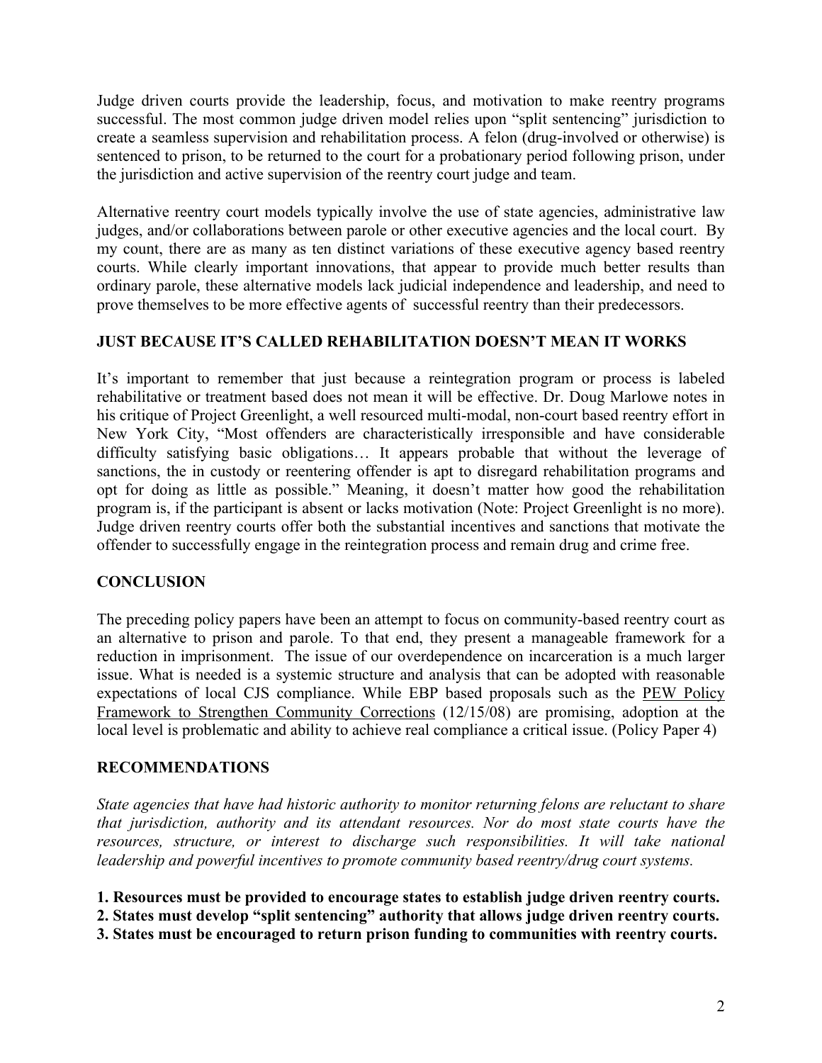Judge driven courts provide the leadership, focus, and motivation to make reentry programs successful. The most common judge driven model relies upon "split sentencing" jurisdiction to create a seamless supervision and rehabilitation process. A felon (drug-involved or otherwise) is sentenced to prison, to be returned to the court for a probationary period following prison, under the jurisdiction and active supervision of the reentry court judge and team.

Alternative reentry court models typically involve the use of state agencies, administrative law judges, and/or collaborations between parole or other executive agencies and the local court. By my count, there are as many as ten distinct variations of these executive agency based reentry courts. While clearly important innovations, that appear to provide much better results than ordinary parole, these alternative models lack judicial independence and leadership, and need to prove themselves to be more effective agents of successful reentry than their predecessors.

## JUST BECAUSE IT'S CALLED REHABILITATION DOESN'T MEAN IT WORKS

It's important to remember that just because a reintegration program or process is labeled rehabilitative or treatment based does not mean it will be effective. Dr. Doug Marlowe notes in his critique of Project Greenlight, a well resourced multi-modal, non-court based reentry effort in New York City, "Most offenders are characteristically irresponsible and have considerable difficulty satisfying basic obligations… It appears probable that without the leverage of sanctions, the in custody or reentering offender is apt to disregard rehabilitation programs and opt for doing as little as possible." Meaning, it doesn't matter how good the rehabilitation program is, if the participant is absent or lacks motivation (Note: Project Greenlight is no more). Judge driven reentry courts offer both the substantial incentives and sanctions that motivate the offender to successfully engage in the reintegration process and remain drug and crime free.

## CONCLUSION

The preceding policy papers have been an attempt to focus on community-based reentry court as an alternative to prison and parole. To that end, they present a manageable framework for a reduction in imprisonment. The issue of our overdependence on incarceration is a much larger issue. What is needed is a systemic structure and analysis that can be adopted with reasonable expectations of local CJS compliance. While EBP based proposals such as the PEW Policy Framework to Strengthen Community Corrections (12/15/08) are promising, adoption at the local level is problematic and ability to achieve real compliance a critical issue. (Policy Paper 4)

## RECOMMENDATIONS

*State agencies that have had historic authority to monitor returning felons are reluctant to share that jurisdiction, authority and its attendant resources. Nor do most state courts have the resources, structure, or interest to discharge such responsibilities. It will take national leadership and powerful incentives to promote community based reentry/drug court systems.*

**1. Resources must be provided to encourage states to establish judge driven reentry courts.**
**2. States must develop "split sentencing" authority that allows judge driven reentry courts.**
**3. States must be encouraged to return prison funding to communities with reentry courts.**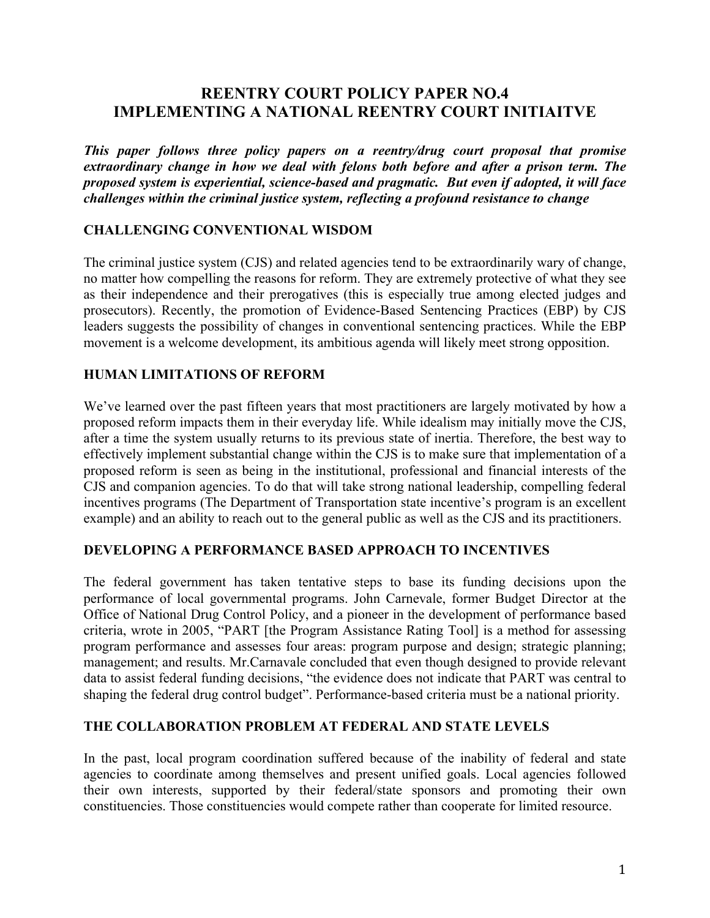# REENTRY COURT POLICY PAPER NO.4
# IMPLEMENTING A NATIONAL REENTRY COURT INITIAITVE

***This paper follows three policy papers on a reentry/drug court proposal that promise extraordinary change in how we deal with felons both before and after a prison term. The proposed system is experiential, science-based and pragmatic. But even if adopted, it will face challenges within the criminal justice system, reflecting a profound resistance to change***

## CHALLENGING CONVENTIONAL WISDOM

The criminal justice system (CJS) and related agencies tend to be extraordinarily wary of change, no matter how compelling the reasons for reform. They are extremely protective of what they see as their independence and their prerogatives (this is especially true among elected judges and prosecutors). Recently, the promotion of Evidence-Based Sentencing Practices (EBP) by CJS leaders suggests the possibility of changes in conventional sentencing practices. While the EBP movement is a welcome development, its ambitious agenda will likely meet strong opposition.

## HUMAN LIMITATIONS OF REFORM

We've learned over the past fifteen years that most practitioners are largely motivated by how a proposed reform impacts them in their everyday life. While idealism may initially move the CJS, after a time the system usually returns to its previous state of inertia. Therefore, the best way to effectively implement substantial change within the CJS is to make sure that implementation of a proposed reform is seen as being in the institutional, professional and financial interests of the CJS and companion agencies. To do that will take strong national leadership, compelling federal incentives programs (The Department of Transportation state incentive's program is an excellent example) and an ability to reach out to the general public as well as the CJS and its practitioners.

## DEVELOPING A PERFORMANCE BASED APPROACH TO INCENTIVES

The federal government has taken tentative steps to base its funding decisions upon the performance of local governmental programs. John Carnevale, former Budget Director at the Office of National Drug Control Policy, and a pioneer in the development of performance based criteria, wrote in 2005, "PART [the Program Assistance Rating Tool] is a method for assessing program performance and assesses four areas: program purpose and design; strategic planning; management; and results. Mr.Carnavale concluded that even though designed to provide relevant data to assist federal funding decisions, "the evidence does not indicate that PART was central to shaping the federal drug control budget". Performance-based criteria must be a national priority.

## THE COLLABORATION PROBLEM AT FEDERAL AND STATE LEVELS

In the past, local program coordination suffered because of the inability of federal and state agencies to coordinate among themselves and present unified goals. Local agencies followed their own interests, supported by their federal/state sponsors and promoting their own constituencies. Those constituencies would compete rather than cooperate for limited resource.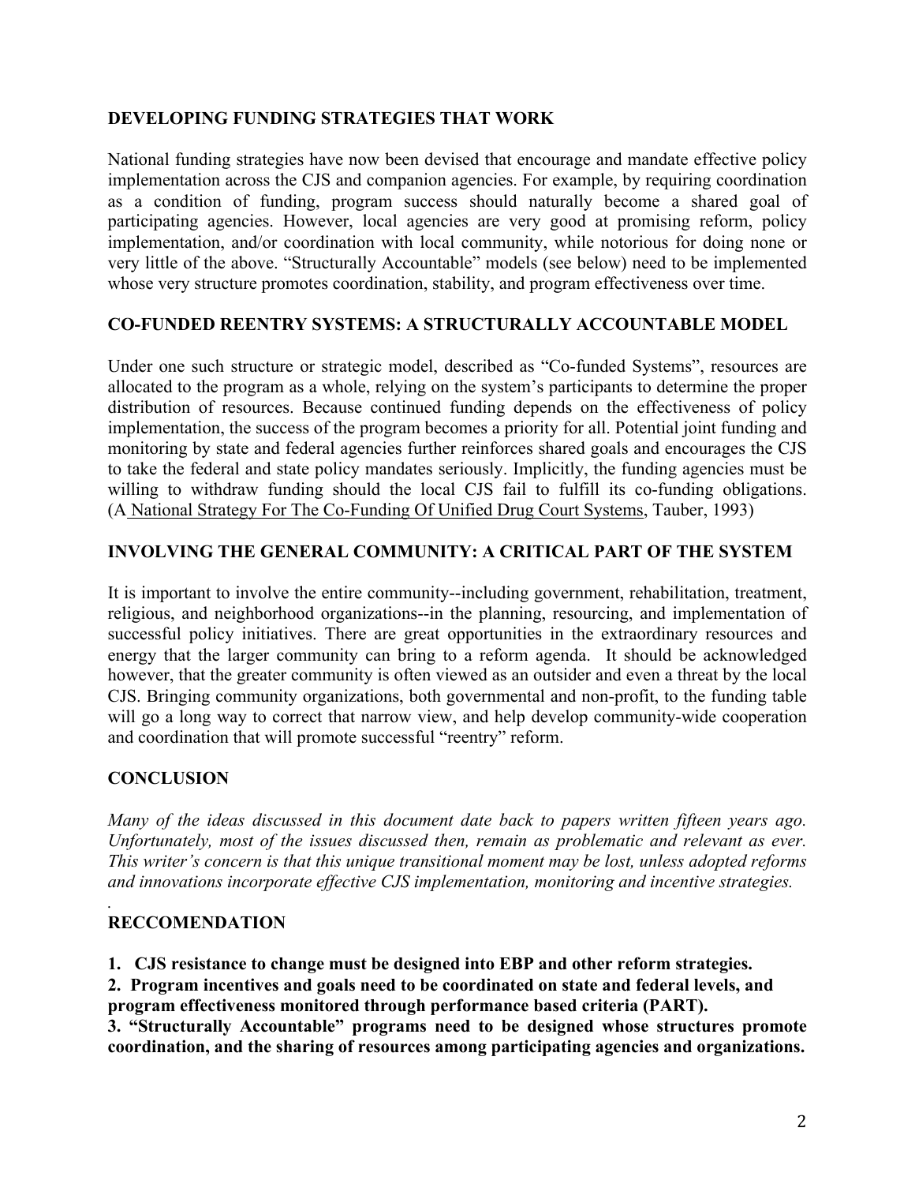## DEVELOPING FUNDING STRATEGIES THAT WORK

National funding strategies have now been devised that encourage and mandate effective policy implementation across the CJS and companion agencies. For example, by requiring coordination as a condition of funding, program success should naturally become a shared goal of participating agencies. However, local agencies are very good at promising reform, policy implementation, and/or coordination with local community, while notorious for doing none or very little of the above. "Structurally Accountable" models (see below) need to be implemented whose very structure promotes coordination, stability, and program effectiveness over time.

## CO-FUNDED REENTRY SYSTEMS: A STRUCTURALLY ACCOUNTABLE MODEL

Under one such structure or strategic model, described as "Co-funded Systems", resources are allocated to the program as a whole, relying on the system's participants to determine the proper distribution of resources. Because continued funding depends on the effectiveness of policy implementation, the success of the program becomes a priority for all. Potential joint funding and monitoring by state and federal agencies further reinforces shared goals and encourages the CJS to take the federal and state policy mandates seriously. Implicitly, the funding agencies must be willing to withdraw funding should the local CJS fail to fulfill its co-funding obligations. (A National Strategy For The Co-Funding Of Unified Drug Court Systems, Tauber, 1993)

## INVOLVING THE GENERAL COMMUNITY: A CRITICAL PART OF THE SYSTEM

It is important to involve the entire community--including government, rehabilitation, treatment, religious, and neighborhood organizations--in the planning, resourcing, and implementation of successful policy initiatives. There are great opportunities in the extraordinary resources and energy that the larger community can bring to a reform agenda. It should be acknowledged however, that the greater community is often viewed as an outsider and even a threat by the local CJS. Bringing community organizations, both governmental and non-profit, to the funding table will go a long way to correct that narrow view, and help develop community-wide cooperation and coordination that will promote successful "reentry" reform.

## CONCLUSION

*Many of the ideas discussed in this document date back to papers written fifteen years ago. Unfortunately, most of the issues discussed then, remain as problematic and relevant as ever. This writer's concern is that this unique transitional moment may be lost, unless adopted reforms and innovations incorporate effective CJS implementation, monitoring and incentive strategies.*

## RECCOMENDATION

**1. CJS resistance to change must be designed into EBP and other reform strategies.**

**2. Program incentives and goals need to be coordinated on state and federal levels, and program effectiveness monitored through performance based criteria (PART).**

**3. "Structurally Accountable" programs need to be designed whose structures promote coordination, and the sharing of resources among participating agencies and organizations.**